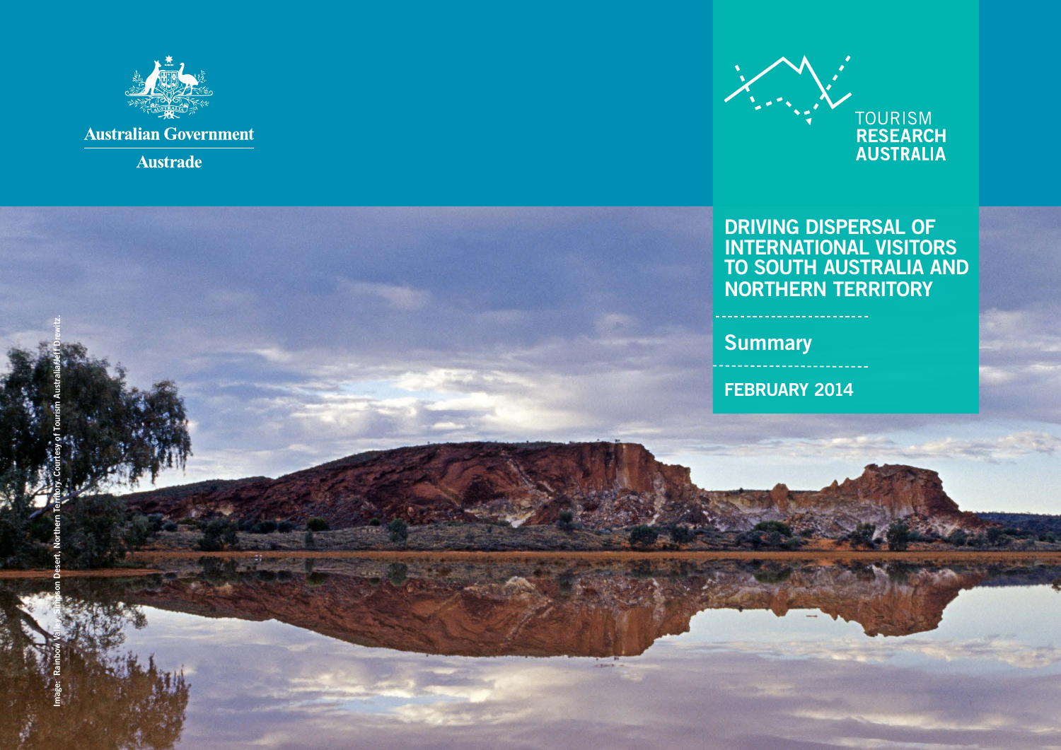Australian Government

Austrade

TOURISM
RESEARCH
AUSTRALIA

# DRIVING DISPERSAL OF INTERNATIONAL VISITORS TO SOUTH AUSTRALIA AND NORTHERN TERRITORY

## Summary

FEBRUARY 2014

Image: Rainbow Valley, Simpson Desert, Northern Territory. Courtesy of Tourism Australia/Jeff Drewitz.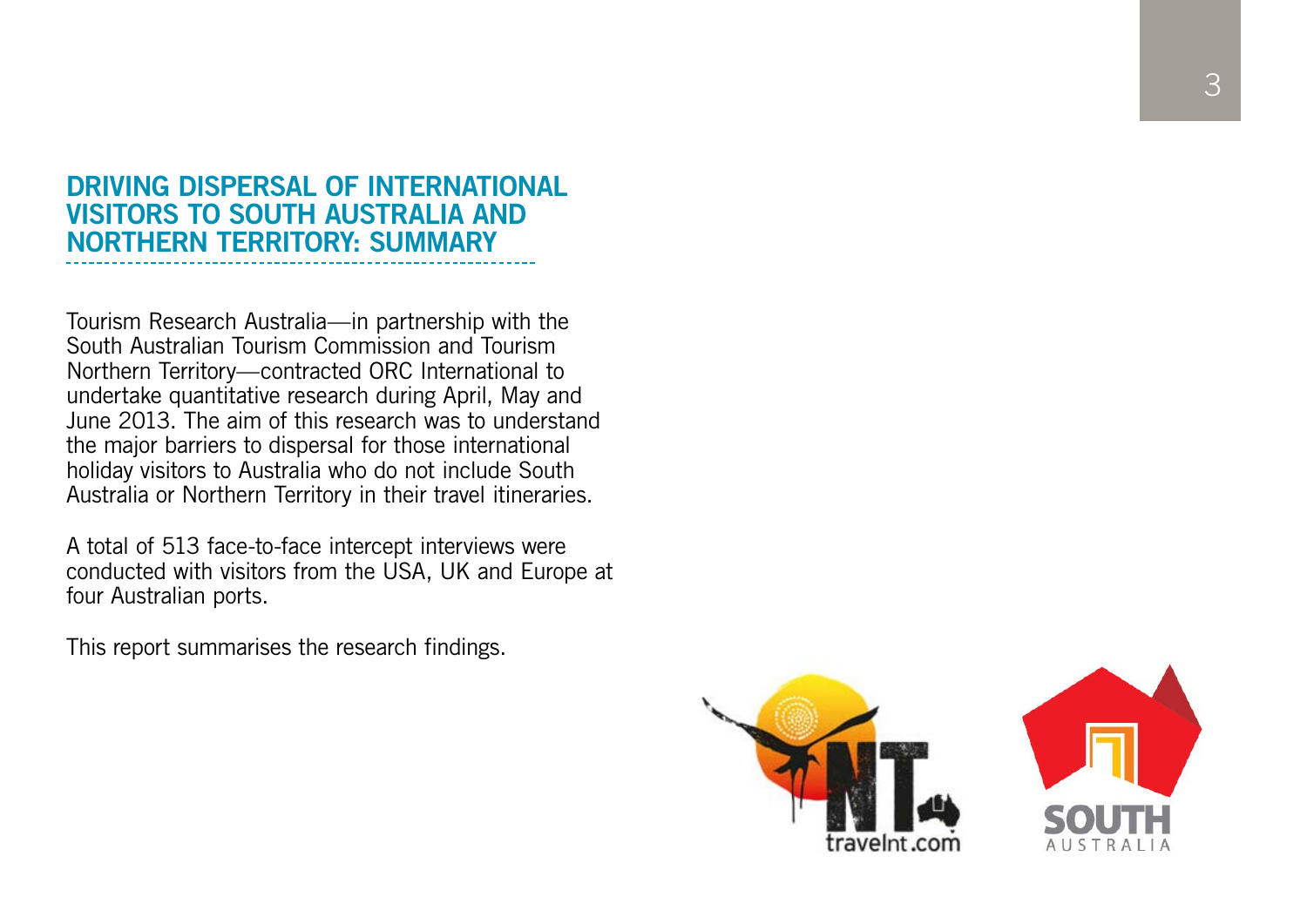# DRIVING DISPERSAL OF INTERNATIONAL VISITORS TO SOUTH AUSTRALIA AND NORTHERN TERRITORY: SUMMARY

Tourism Research Australia—in partnership with the South Australian Tourism Commission and Tourism Northern Territory—contracted ORC International to undertake quantitative research during April, May and June 2013. The aim of this research was to understand the major barriers to dispersal for those international holiday visitors to Australia who do not include South Australia or Northern Territory in their travel itineraries.

A total of 513 face-to-face intercept interviews were conducted with visitors from the USA, UK and Europe at four Australian ports.

This report summarises the research findings.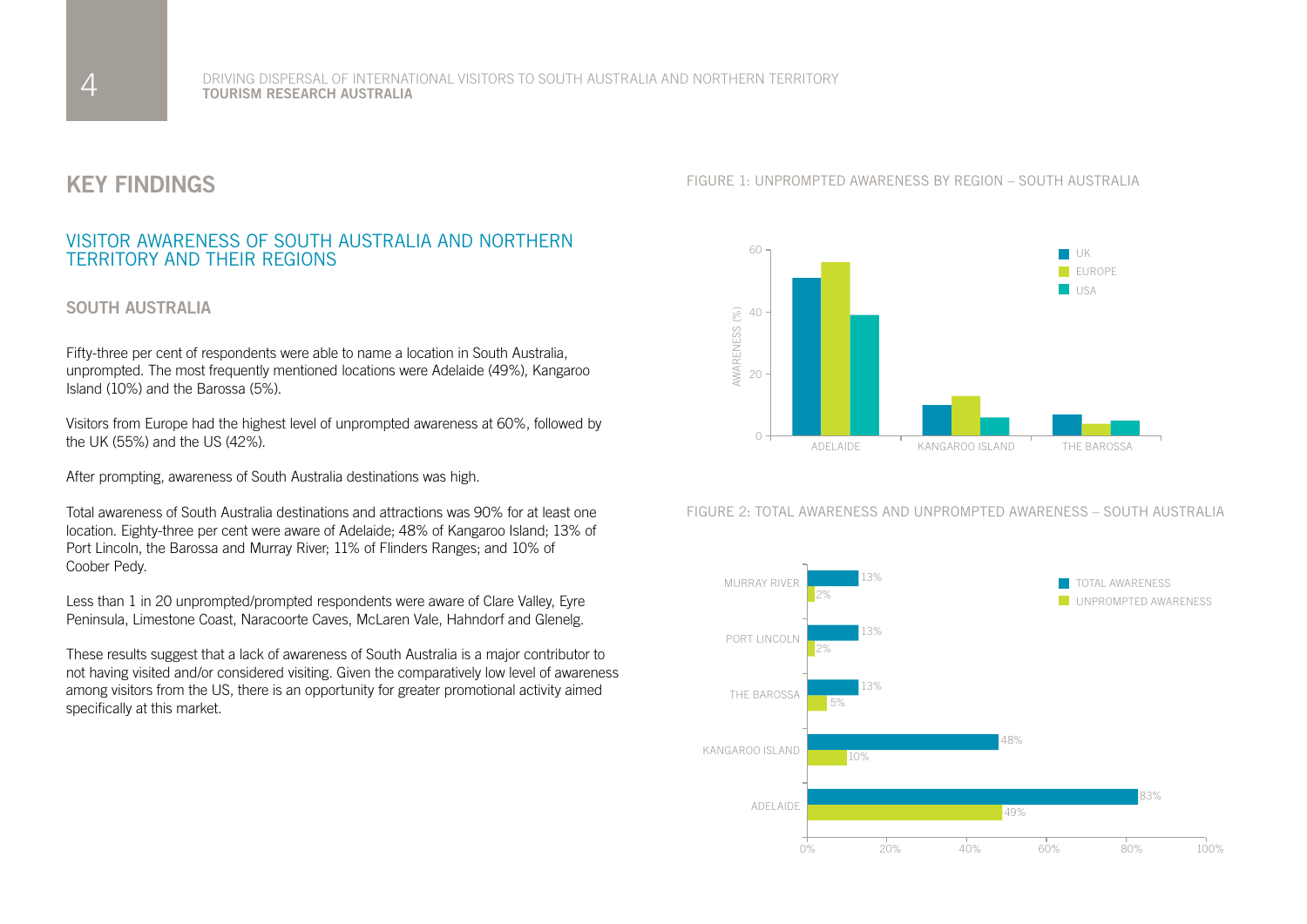# KEY FINDINGS

## VISITOR AWARENESS OF SOUTH AUSTRALIA AND NORTHERN TERRITORY AND THEIR REGIONS

### SOUTH AUSTRALIA

Fifty-three per cent of respondents were able to name a location in South Australia, unprompted. The most frequently mentioned locations were Adelaide (49%), Kangaroo Island (10%) and the Barossa (5%).

Visitors from Europe had the highest level of unprompted awareness at 60%, followed by the UK (55%) and the US (42%).

After prompting, awareness of South Australia destinations was high.

Total awareness of South Australia destinations and attractions was 90% for at least one location. Eighty-three per cent were aware of Adelaide; 48% of Kangaroo Island; 13% of Port Lincoln, the Barossa and Murray River; 11% of Flinders Ranges; and 10% of Coober Pedy.

Less than 1 in 20 unprompted/prompted respondents were aware of Clare Valley, Eyre Peninsula, Limestone Coast, Naracoorte Caves, McLaren Vale, Hahndorf and Glenelg.

These results suggest that a lack of awareness of South Australia is a major contributor to not having visited and/or considered visiting. Given the comparatively low level of awareness among visitors from the US, there is an opportunity for greater promotional activity aimed specifically at this market.

FIGURE 1: UNPROMPTED AWARENESS BY REGION – SOUTH AUSTRALIA

FIGURE 2: TOTAL AWARENESS AND UNPROMPTED AWARENESS – SOUTH AUSTRALIA

| Location | Total awareness | Unprompted awareness |
| --- | --- | --- |
| Murray River | 13% | 2% |
| Port Lincoln | 13% | 2% |
| The Barossa | 13% | 5% |
| Kangaroo Island | 48% | 10% |
| Adelaide | 83% | 49% |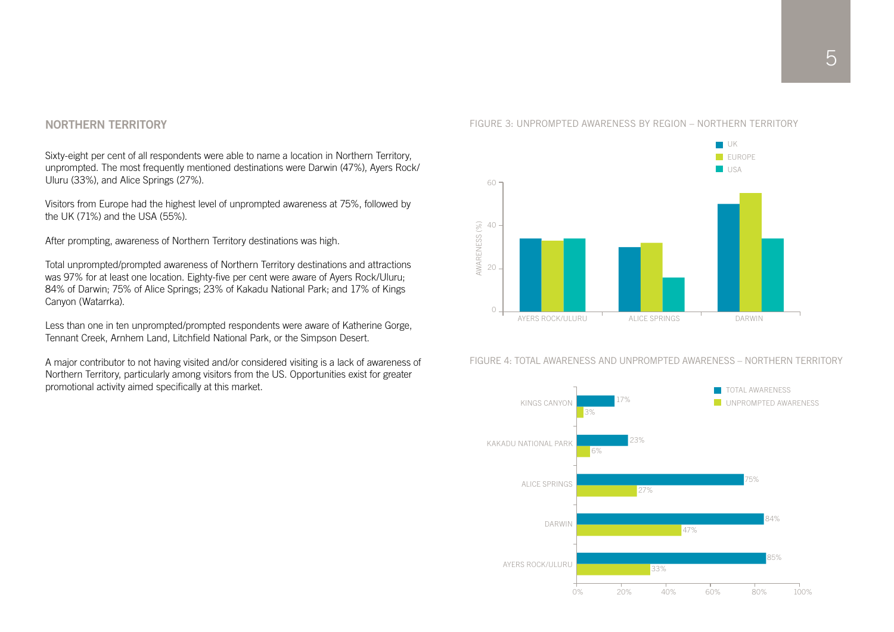## NORTHERN TERRITORY

Sixty-eight per cent of all respondents were able to name a location in Northern Territory, unprompted. The most frequently mentioned destinations were Darwin (47%), Ayers Rock/ Uluru (33%), and Alice Springs (27%).

Visitors from Europe had the highest level of unprompted awareness at 75%, followed by the UK (71%) and the USA (55%).

After prompting, awareness of Northern Territory destinations was high.

Total unprompted/prompted awareness of Northern Territory destinations and attractions was 97% for at least one location. Eighty-five per cent were aware of Ayers Rock/Uluru; 84% of Darwin; 75% of Alice Springs; 23% of Kakadu National Park; and 17% of Kings Canyon (Watarrka).

Less than one in ten unprompted/prompted respondents were aware of Katherine Gorge, Tennant Creek, Arnhem Land, Litchfield National Park, or the Simpson Desert.

A major contributor to not having visited and/or considered visiting is a lack of awareness of Northern Territory, particularly among visitors from the US. Opportunities exist for greater promotional activity aimed specifically at this market.

FIGURE 3: UNPROMPTED AWARENESS BY REGION – NORTHERN TERRITORY

FIGURE 4: TOTAL AWARENESS AND UNPROMPTED AWARENESS – NORTHERN TERRITORY

| | TOTAL AWARENESS | UNPROMPTED AWARENESS |
|---|---|---|
| KINGS CANYON | 17% | 3% |
| KAKADU NATIONAL PARK | 23% | 6% |
| ALICE SPRINGS | 75% | 27% |
| DARWIN | 84% | 47% |
| AYERS ROCK/ULURU | 85% | 33% |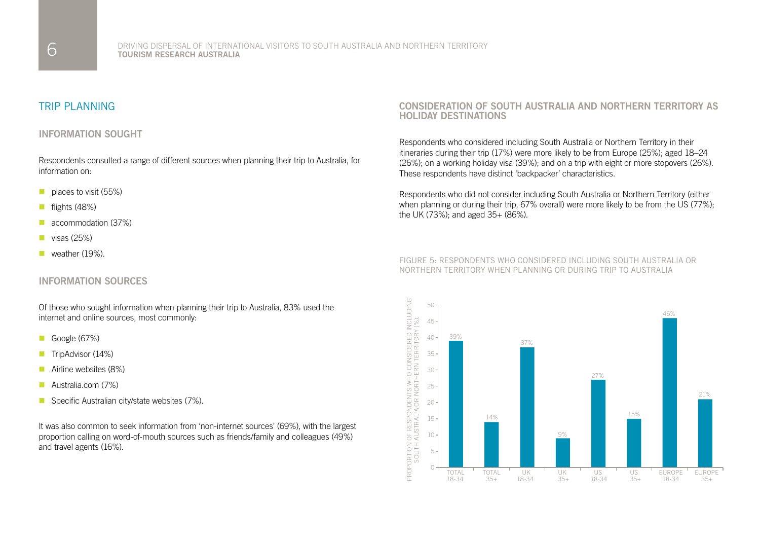## TRIP PLANNING

### INFORMATION SOUGHT

Respondents consulted a range of different sources when planning their trip to Australia, for information on:

- places to visit (55%)
- flights (48%)
- accommodation (37%)
- visas (25%)
- weather (19%).

### INFORMATION SOURCES

Of those who sought information when planning their trip to Australia, 83% used the internet and online sources, most commonly:

- Google (67%)
- TripAdvisor (14%)
- Airline websites (8%)
- Australia.com (7%)
- Specific Australian city/state websites (7%).

It was also common to seek information from 'non-internet sources' (69%), with the largest proportion calling on word-of-mouth sources such as friends/family and colleagues (49%) and travel agents (16%).

### CONSIDERATION OF SOUTH AUSTRALIA AND NORTHERN TERRITORY AS HOLIDAY DESTINATIONS

Respondents who considered including South Australia or Northern Territory in their itineraries during their trip (17%) were more likely to be from Europe (25%); aged 18–24 (26%); on a working holiday visa (39%); and on a trip with eight or more stopovers (26%). These respondents have distinct 'backpacker' characteristics.

Respondents who did not consider including South Australia or Northern Territory (either when planning or during their trip, 67% overall) were more likely to be from the US (77%); the UK (73%); and aged 35+ (86%).

FIGURE 5: RESPONDENTS WHO CONSIDERED INCLUDING SOUTH AUSTRALIA OR NORTHERN TERRITORY WHEN PLANNING OR DURING TRIP TO AUSTRALIA

| Group | Proportion of respondents who considered including South Australia or Northern Territory (%) |
| --- | --- |
| TOTAL 18-34 | 39% |
| TOTAL 35+ | 14% |
| UK 18-34 | 37% |
| UK 35+ | 9% |
| US 18-34 | 27% |
| US 35+ | 15% |
| EUROPE 18-34 | 46% |
| EUROPE 35+ | 21% |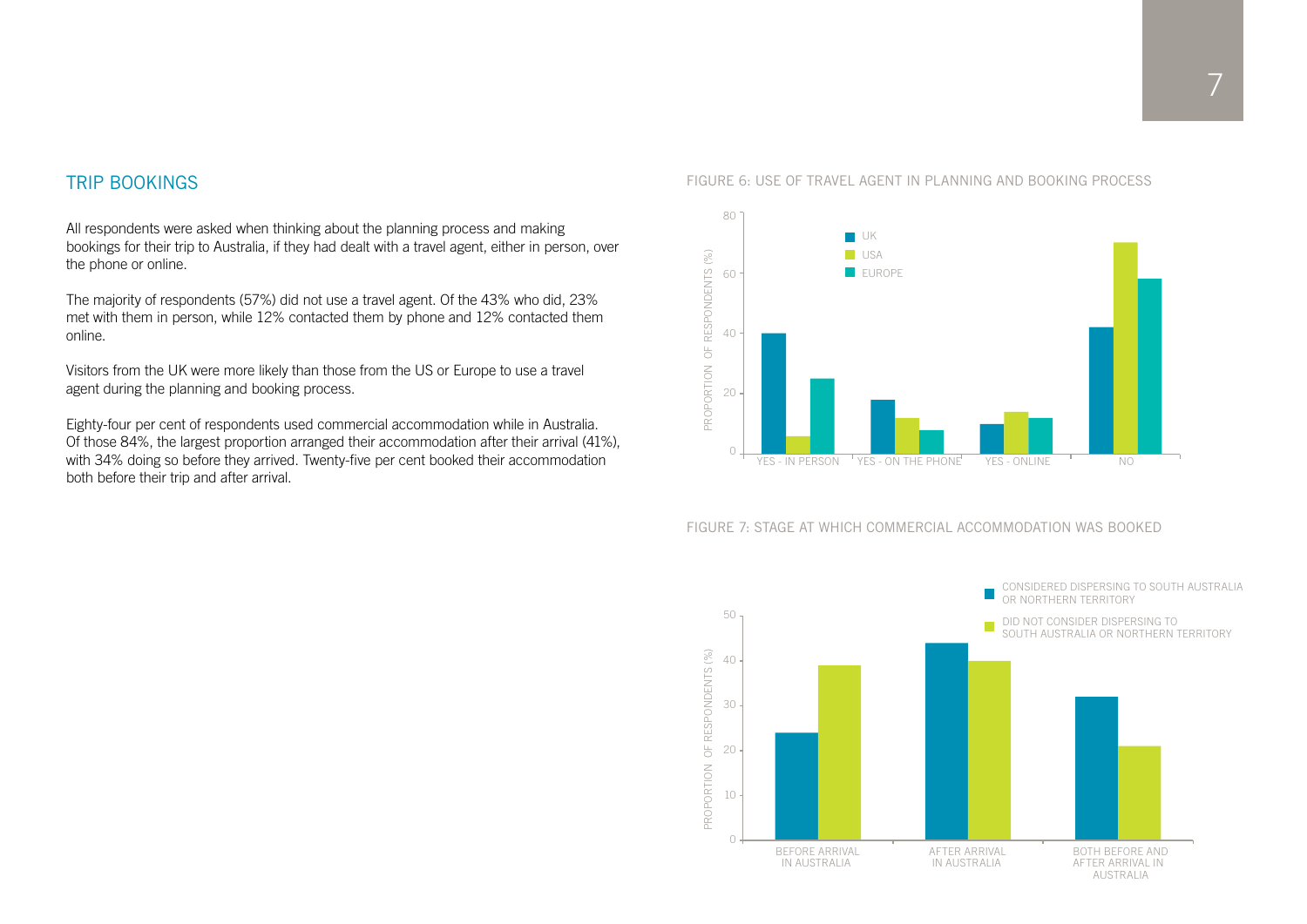## TRIP BOOKINGS

All respondents were asked when thinking about the planning process and making bookings for their trip to Australia, if they had dealt with a travel agent, either in person, over the phone or online.

The majority of respondents (57%) did not use a travel agent. Of the 43% who did, 23% met with them in person, while 12% contacted them by phone and 12% contacted them online.

Visitors from the UK were more likely than those from the US or Europe to use a travel agent during the planning and booking process.

Eighty-four per cent of respondents used commercial accommodation while in Australia. Of those 84%, the largest proportion arranged their accommodation after their arrival (41%), with 34% doing so before they arrived. Twenty-five per cent booked their accommodation both before their trip and after arrival.

FIGURE 6: USE OF TRAVEL AGENT IN PLANNING AND BOOKING PROCESS

FIGURE 7: STAGE AT WHICH COMMERCIAL ACCOMMODATION WAS BOOKED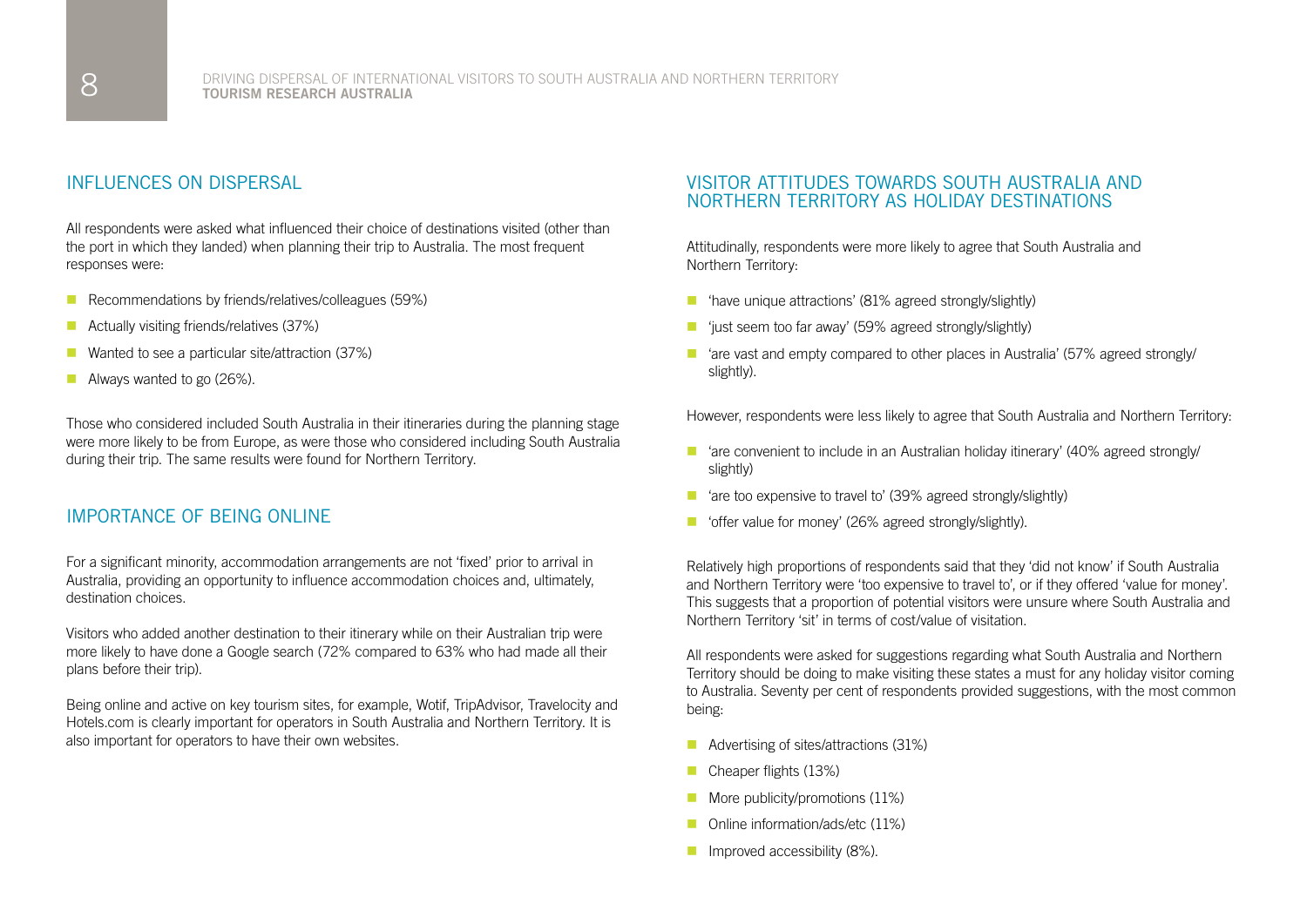## INFLUENCES ON DISPERSAL

All respondents were asked what influenced their choice of destinations visited (other than the port in which they landed) when planning their trip to Australia. The most frequent responses were:

- Recommendations by friends/relatives/colleagues (59%)
- Actually visiting friends/relatives (37%)
- Wanted to see a particular site/attraction (37%)
- Always wanted to go (26%).

Those who considered included South Australia in their itineraries during the planning stage were more likely to be from Europe, as were those who considered including South Australia during their trip. The same results were found for Northern Territory.

## IMPORTANCE OF BEING ONLINE

For a significant minority, accommodation arrangements are not 'fixed' prior to arrival in Australia, providing an opportunity to influence accommodation choices and, ultimately, destination choices.

Visitors who added another destination to their itinerary while on their Australian trip were more likely to have done a Google search (72% compared to 63% who had made all their plans before their trip).

Being online and active on key tourism sites, for example, Wotif, TripAdvisor, Travelocity and Hotels.com is clearly important for operators in South Australia and Northern Territory. It is also important for operators to have their own websites.

## VISITOR ATTITUDES TOWARDS SOUTH AUSTRALIA AND NORTHERN TERRITORY AS HOLIDAY DESTINATIONS

Attitudinally, respondents were more likely to agree that South Australia and Northern Territory:

- 'have unique attractions' (81% agreed strongly/slightly)
- 'just seem too far away' (59% agreed strongly/slightly)
- 'are vast and empty compared to other places in Australia' (57% agreed strongly/slightly).

However, respondents were less likely to agree that South Australia and Northern Territory:

- 'are convenient to include in an Australian holiday itinerary' (40% agreed strongly/slightly)
- 'are too expensive to travel to' (39% agreed strongly/slightly)
- 'offer value for money' (26% agreed strongly/slightly).

Relatively high proportions of respondents said that they 'did not know' if South Australia and Northern Territory were 'too expensive to travel to', or if they offered 'value for money'. This suggests that a proportion of potential visitors were unsure where South Australia and Northern Territory 'sit' in terms of cost/value of visitation.

All respondents were asked for suggestions regarding what South Australia and Northern Territory should be doing to make visiting these states a must for any holiday visitor coming to Australia. Seventy per cent of respondents provided suggestions, with the most common being:

- Advertising of sites/attractions (31%)
- Cheaper flights (13%)
- More publicity/promotions (11%)
- Online information/ads/etc (11%)
- Improved accessibility (8%).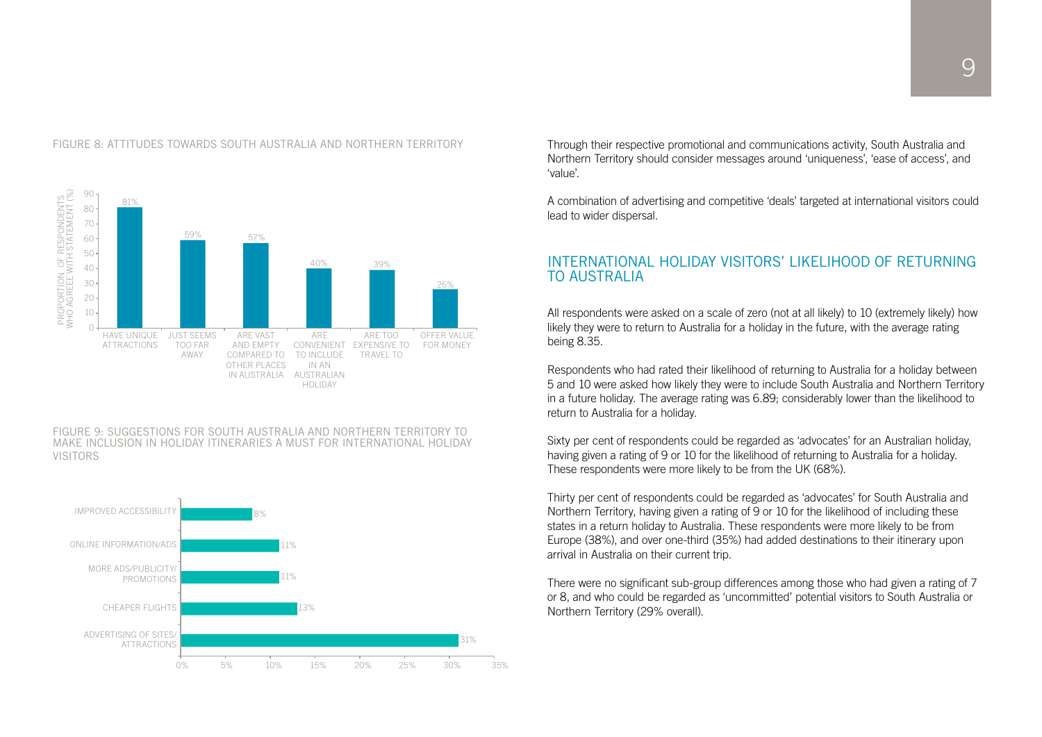FIGURE 8: ATTITUDES TOWARDS SOUTH AUSTRALIA AND NORTHERN TERRITORY

| Statement | Proportion of respondents who agree with statement (%) |
| --- | --- |
| Have unique attractions | 81% |
| Just seems too far away | 59% |
| Are vast and empty compared to other places in Australia | 57% |
| Are convenient to include in an Australian holiday | 40% |
| Are too expensive to travel to | 39% |
| Offer value for money | 26% |

FIGURE 9: SUGGESTIONS FOR SOUTH AUSTRALIA AND NORTHERN TERRITORY TO MAKE INCLUSION IN HOLIDAY ITINERARIES A MUST FOR INTERNATIONAL HOLIDAY VISITORS

| Suggestion | % |
| --- | --- |
| Improved accessibility | 8% |
| Online information/ads | 11% |
| More ads/publicity/promotions | 11% |
| Cheaper flights | 13% |
| Advertising of sites/attractions | 31% |

Through their respective promotional and communications activity, South Australia and Northern Territory should consider messages around 'uniqueness', 'ease of access', and 'value'.

A combination of advertising and competitive 'deals' targeted at international visitors could lead to wider dispersal.

## INTERNATIONAL HOLIDAY VISITORS' LIKELIHOOD OF RETURNING TO AUSTRALIA

All respondents were asked on a scale of zero (not at all likely) to 10 (extremely likely) how likely they were to return to Australia for a holiday in the future, with the average rating being 8.35.

Respondents who had rated their likelihood of returning to Australia for a holiday between 5 and 10 were asked how likely they were to include South Australia and Northern Territory in a future holiday. The average rating was 6.89; considerably lower than the likelihood to return to Australia for a holiday.

Sixty per cent of respondents could be regarded as 'advocates' for an Australian holiday, having given a rating of 9 or 10 for the likelihood of returning to Australia for a holiday. These respondents were more likely to be from the UK (68%).

Thirty per cent of respondents could be regarded as 'advocates' for South Australia and Northern Territory, having given a rating of 9 or 10 for the likelihood of including these states in a return holiday to Australia. These respondents were more likely to be from Europe (38%), and over one-third (35%) had added destinations to their itinerary upon arrival in Australia on their current trip.

There were no significant sub-group differences among those who had given a rating of 7 or 8, and who could be regarded as 'uncommitted' potential visitors to South Australia or Northern Territory (29% overall).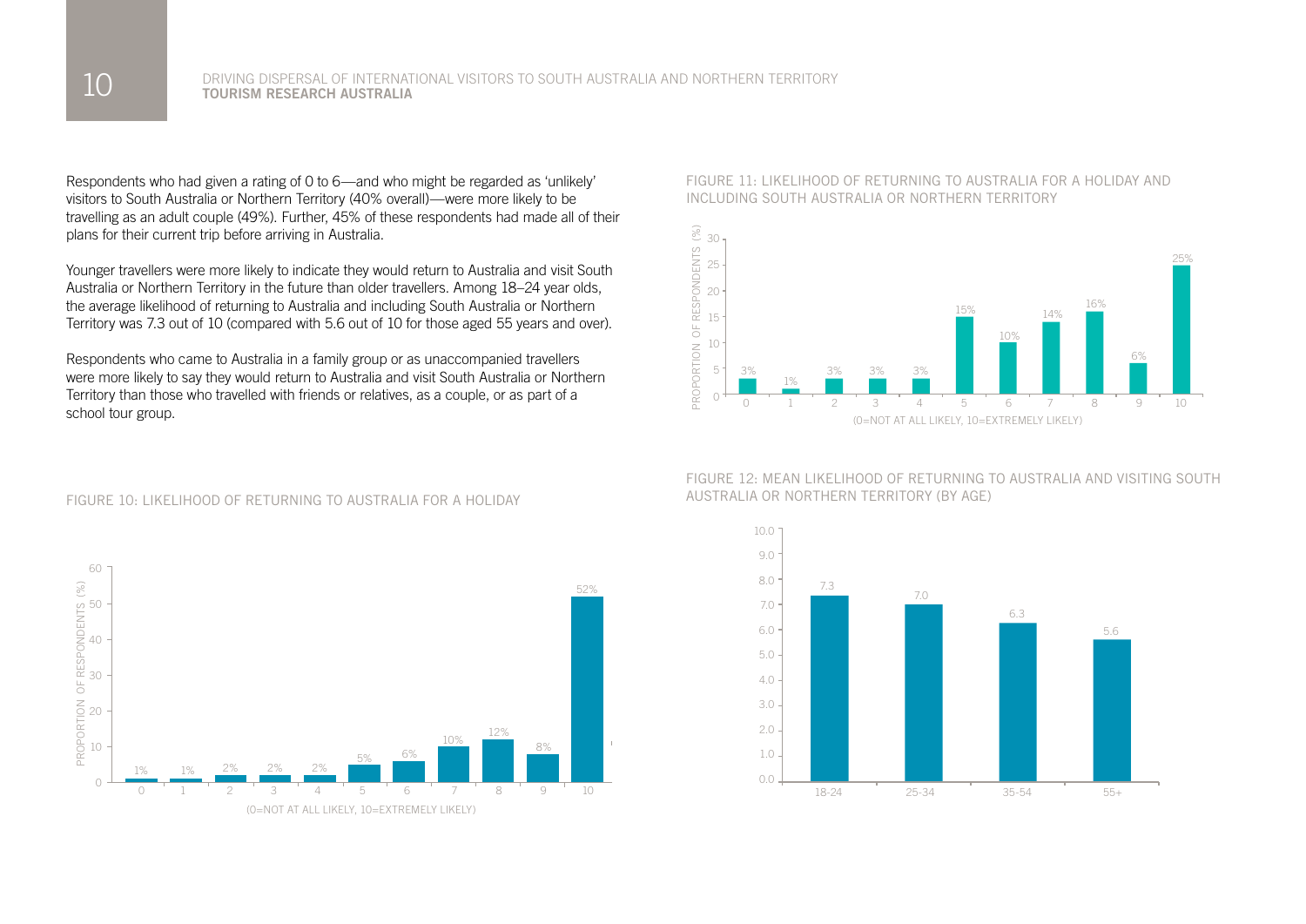Respondents who had given a rating of 0 to 6—and who might be regarded as 'unlikely' visitors to South Australia or Northern Territory (40% overall)—were more likely to be travelling as an adult couple (49%). Further, 45% of these respondents had made all of their plans for their current trip before arriving in Australia.

Younger travellers were more likely to indicate they would return to Australia and visit South Australia or Northern Territory in the future than older travellers. Among 18–24 year olds, the average likelihood of returning to Australia and including South Australia or Northern Territory was 7.3 out of 10 (compared with 5.6 out of 10 for those aged 55 years and over).

Respondents who came to Australia in a family group or as unaccompanied travellers were more likely to say they would return to Australia and visit South Australia or Northern Territory than those who travelled with friends or relatives, as a couple, or as part of a school tour group.

FIGURE 10: LIKELIHOOD OF RETURNING TO AUSTRALIA FOR A HOLIDAY

| Likelihood (0=NOT AT ALL LIKELY, 10=EXTREMELY LIKELY) | Proportion of respondents (%) |
|---|---|
| 0 | 1% |
| 1 | 1% |
| 2 | 2% |
| 3 | 2% |
| 4 | 2% |
| 5 | 5% |
| 6 | 6% |
| 7 | 10% |
| 8 | 12% |
| 9 | 8% |
| 10 | 52% |

FIGURE 11: LIKELIHOOD OF RETURNING TO AUSTRALIA FOR A HOLIDAY AND INCLUDING SOUTH AUSTRALIA OR NORTHERN TERRITORY

| Likelihood (0=NOT AT ALL LIKELY, 10=EXTREMELY LIKELY) | Proportion of respondents (%) |
|---|---|
| 0 | 3% |
| 1 | 1% |
| 2 | 3% |
| 3 | 3% |
| 4 | 3% |
| 5 | 15% |
| 6 | 10% |
| 7 | 14% |
| 8 | 16% |
| 9 | 6% |
| 10 | 25% |

FIGURE 12: MEAN LIKELIHOOD OF RETURNING TO AUSTRALIA AND VISITING SOUTH AUSTRALIA OR NORTHERN TERRITORY (BY AGE)

| Age | Mean likelihood |
|---|---|
| 18-24 | 7.3 |
| 25-34 | 7.0 |
| 35-54 | 6.3 |
| 55+ | 5.6 |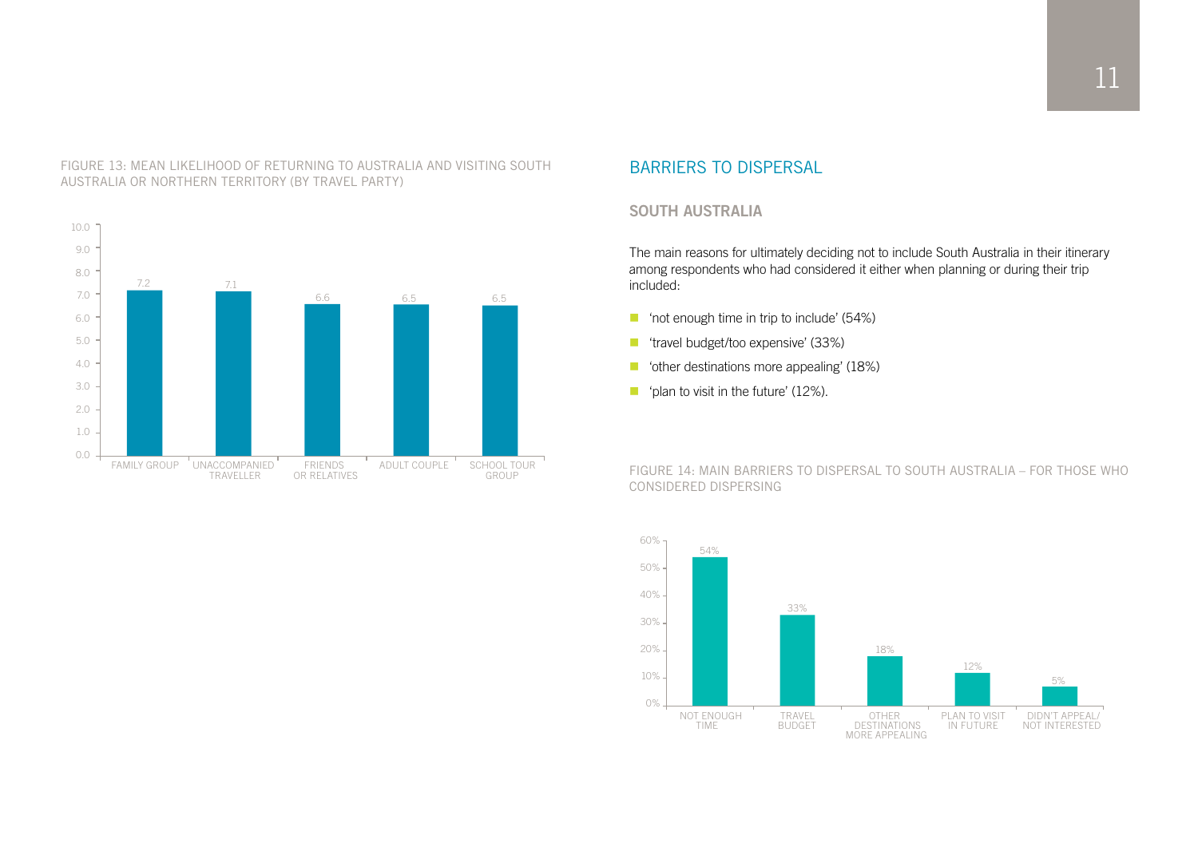FIGURE 13: MEAN LIKELIHOOD OF RETURNING TO AUSTRALIA AND VISITING SOUTH AUSTRALIA OR NORTHERN TERRITORY (BY TRAVEL PARTY)

| Travel party | Mean likelihood |
| --- | --- |
| Family group | 7.2 |
| Unaccompanied traveller | 7.1 |
| Friends or relatives | 6.6 |
| Adult couple | 6.5 |
| School tour group | 6.5 |

## BARRIERS TO DISPERSAL

### SOUTH AUSTRALIA

The main reasons for ultimately deciding not to include South Australia in their itinerary among respondents who had considered it either when planning or during their trip included:

- 'not enough time in trip to include' (54%)
- 'travel budget/too expensive' (33%)
- 'other destinations more appealing' (18%)
- 'plan to visit in the future' (12%).

FIGURE 14: MAIN BARRIERS TO DISPERSAL TO SOUTH AUSTRALIA – FOR THOSE WHO CONSIDERED DISPERSING

| Barrier | Percentage |
| --- | --- |
| Not enough time | 54% |
| Travel budget | 33% |
| Other destinations more appealing | 18% |
| Plan to visit in future | 12% |
| Didn't appeal/not interested | 5% |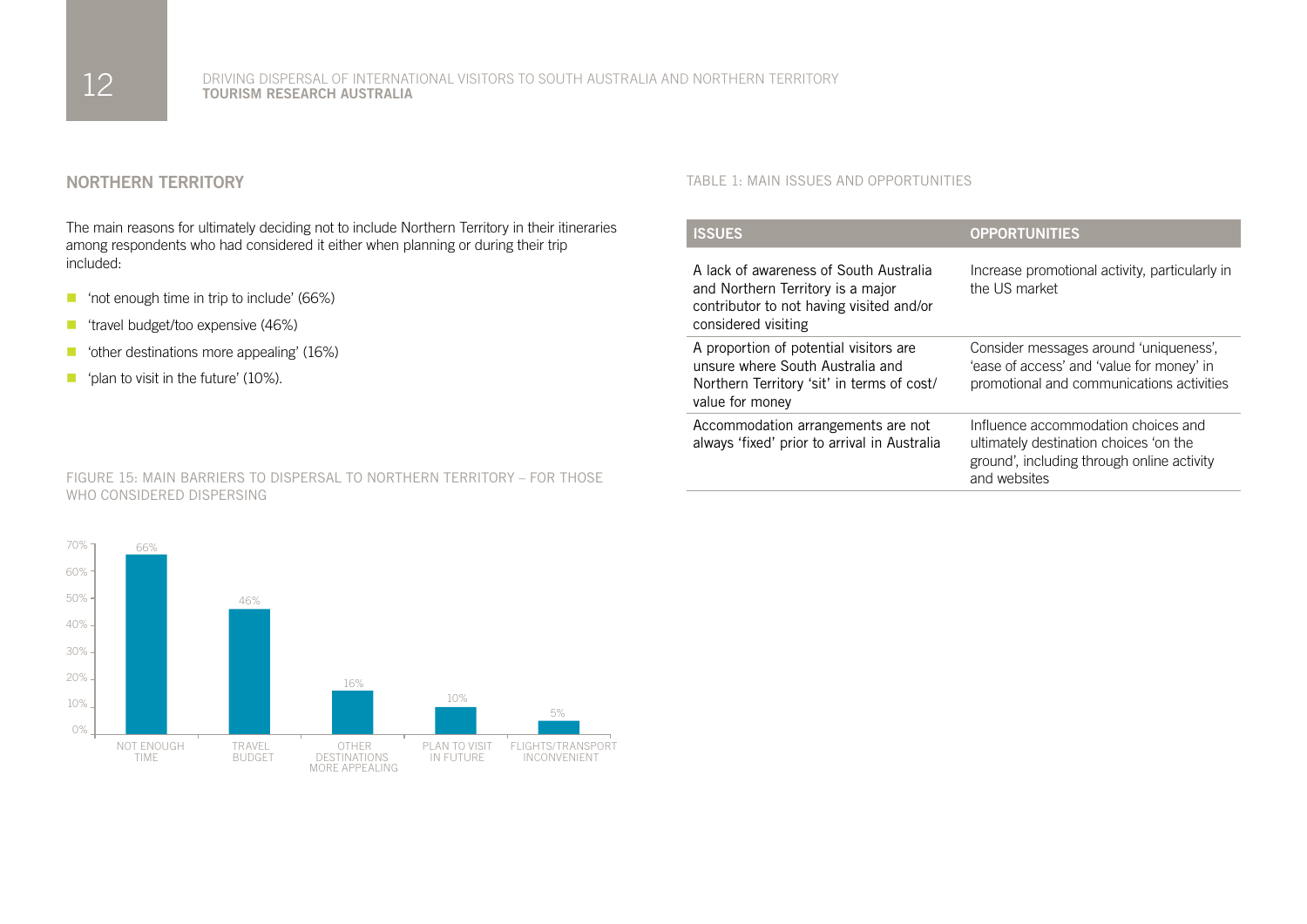## NORTHERN TERRITORY

The main reasons for ultimately deciding not to include Northern Territory in their itineraries among respondents who had considered it either when planning or during their trip included:

- 'not enough time in trip to include' (66%)
- 'travel budget/too expensive (46%)
- 'other destinations more appealing' (16%)
- 'plan to visit in the future' (10%).

FIGURE 15: MAIN BARRIERS TO DISPERSAL TO NORTHERN TERRITORY – FOR THOSE WHO CONSIDERED DISPERSING

70%
60%
50%
40%
30%
20%
10%
0%

66%
46%
16%
10%
5%

NOT ENOUGH TIME
TRAVEL BUDGET
OTHER DESTINATIONS MORE APPEALING
PLAN TO VISIT IN FUTURE
FLIGHTS/TRANSPORT INCONVENIENT

TABLE 1: MAIN ISSUES AND OPPORTUNITIES

| ISSUES | OPPORTUNITIES |
|---|---|
| A lack of awareness of South Australia and Northern Territory is a major contributor to not having visited and/or considered visiting | Increase promotional activity, particularly in the US market |
| A proportion of potential visitors are unsure where South Australia and Northern Territory 'sit' in terms of cost/value for money | Consider messages around 'uniqueness', 'ease of access' and 'value for money' in promotional and communications activities |
| Accommodation arrangements are not always 'fixed' prior to arrival in Australia | Influence accommodation choices and ultimately destination choices 'on the ground', including through online activity and websites |